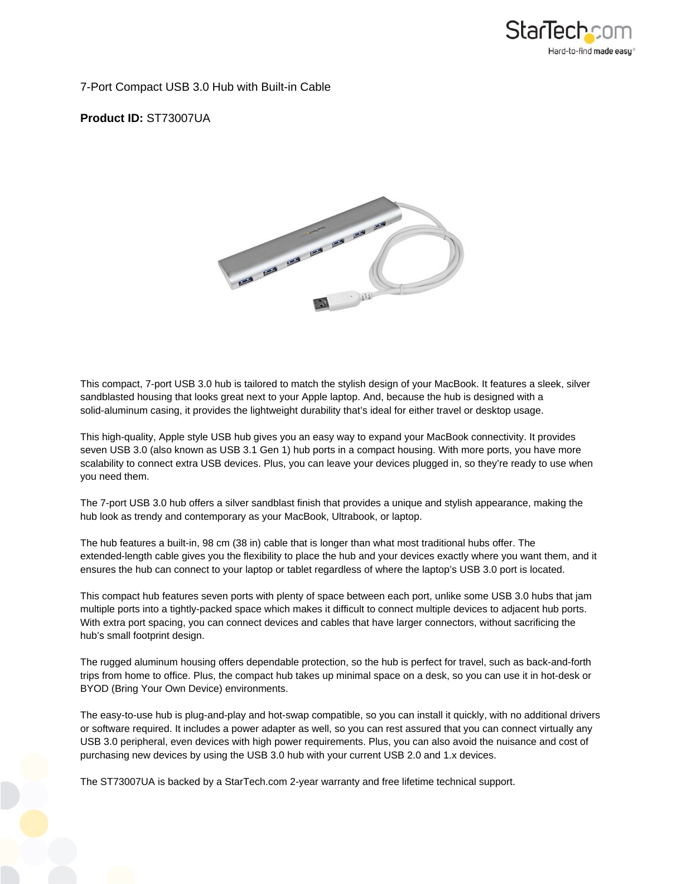# 7-Port Compact USB 3.0 Hub with Built-in Cable

**Product ID:** ST73007UA

This compact, 7-port USB 3.0 hub is tailored to match the stylish design of your MacBook. It features a sleek, silver sandblasted housing that looks great next to your Apple laptop. And, because the hub is designed with a solid-aluminum casing, it provides the lightweight durability that's ideal for either travel or desktop usage.

This high-quality, Apple style USB hub gives you an easy way to expand your MacBook connectivity. It provides seven USB 3.0 (also known as USB 3.1 Gen 1) hub ports in a compact housing. With more ports, you have more scalability to connect extra USB devices. Plus, you can leave your devices plugged in, so they're ready to use when you need them.

The 7-port USB 3.0 hub offers a silver sandblast finish that provides a unique and stylish appearance, making the hub look as trendy and contemporary as your MacBook, Ultrabook, or laptop.

The hub features a built-in, 98 cm (38 in) cable that is longer than what most traditional hubs offer. The extended-length cable gives you the flexibility to place the hub and your devices exactly where you want them, and it ensures the hub can connect to your laptop or tablet regardless of where the laptop's USB 3.0 port is located.

This compact hub features seven ports with plenty of space between each port, unlike some USB 3.0 hubs that jam multiple ports into a tightly-packed space which makes it difficult to connect multiple devices to adjacent hub ports. With extra port spacing, you can connect devices and cables that have larger connectors, without sacrificing the hub's small footprint design.

The rugged aluminum housing offers dependable protection, so the hub is perfect for travel, such as back-and-forth trips from home to office. Plus, the compact hub takes up minimal space on a desk, so you can use it in hot-desk or BYOD (Bring Your Own Device) environments.

The easy-to-use hub is plug-and-play and hot-swap compatible, so you can install it quickly, with no additional drivers or software required. It includes a power adapter as well, so you can rest assured that you can connect virtually any USB 3.0 peripheral, even devices with high power requirements. Plus, you can also avoid the nuisance and cost of purchasing new devices by using the USB 3.0 hub with your current USB 2.0 and 1.x devices.

The ST73007UA is backed by a StarTech.com 2-year warranty and free lifetime technical support.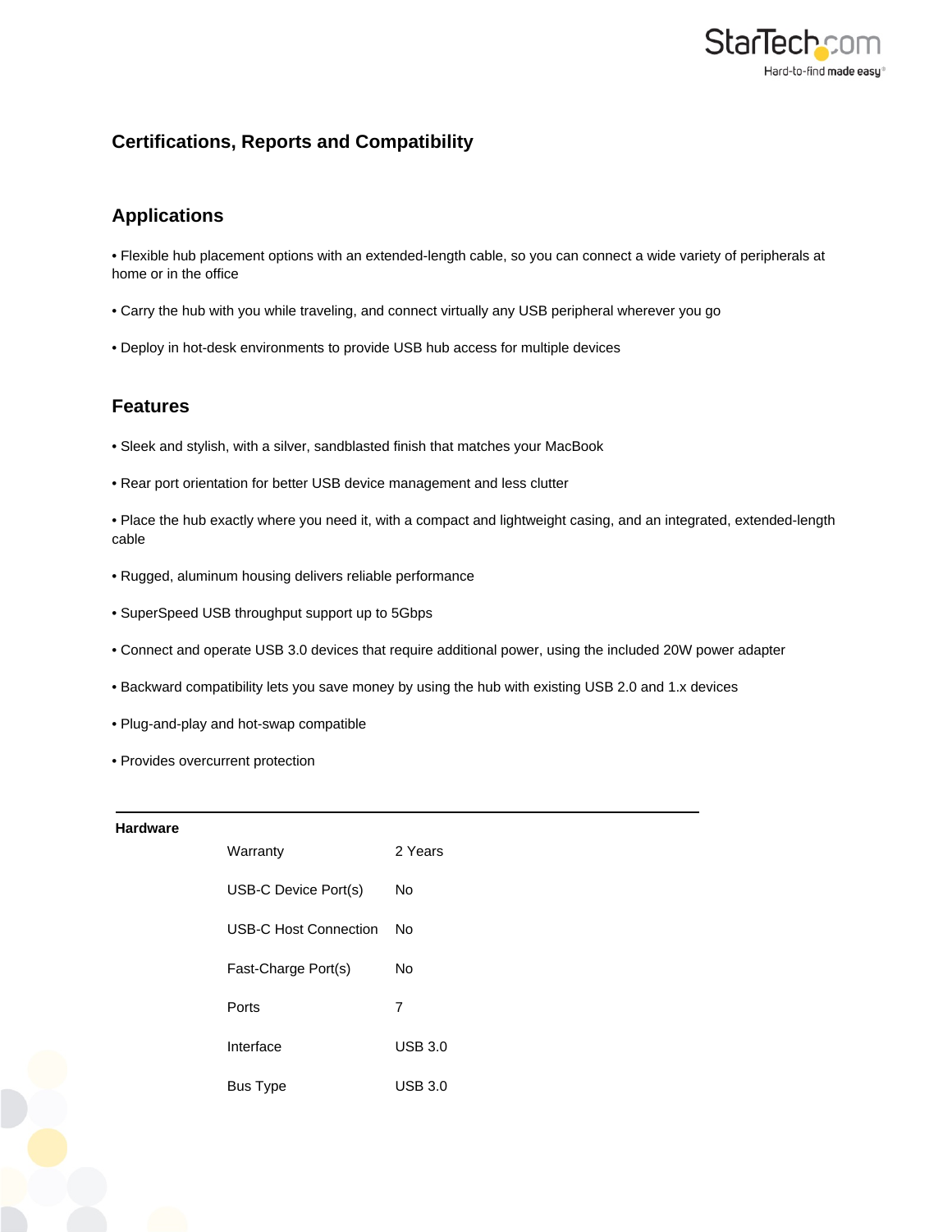## Certifications, Reports and Compatibility

### Applications

- Flexible hub placement options with an extended-length cable, so you can connect a wide variety of peripherals at home or in the office
- Carry the hub with you while traveling, and connect virtually any USB peripheral wherever you go
- Deploy in hot-desk environments to provide USB hub access for multiple devices

### Features

- Sleek and stylish, with a silver, sandblasted finish that matches your MacBook
- Rear port orientation for better USB device management and less clutter
- Place the hub exactly where you need it, with a compact and lightweight casing, and an integrated, extended-length cable
- Rugged, aluminum housing delivers reliable performance
- SuperSpeed USB throughput support up to 5Gbps
- Connect and operate USB 3.0 devices that require additional power, using the included 20W power adapter
- Backward compatibility lets you save money by using the hub with existing USB 2.0 and 1.x devices
- Plug-and-play and hot-swap compatible
- Provides overcurrent protection

| Hardware | | |
|---|---|---|
| | Warranty | 2 Years |
| | USB-C Device Port(s) | No |
| | USB-C Host Connection | No |
| | Fast-Charge Port(s) | No |
| | Ports | 7 |
| | Interface | USB 3.0 |
| | Bus Type | USB 3.0 |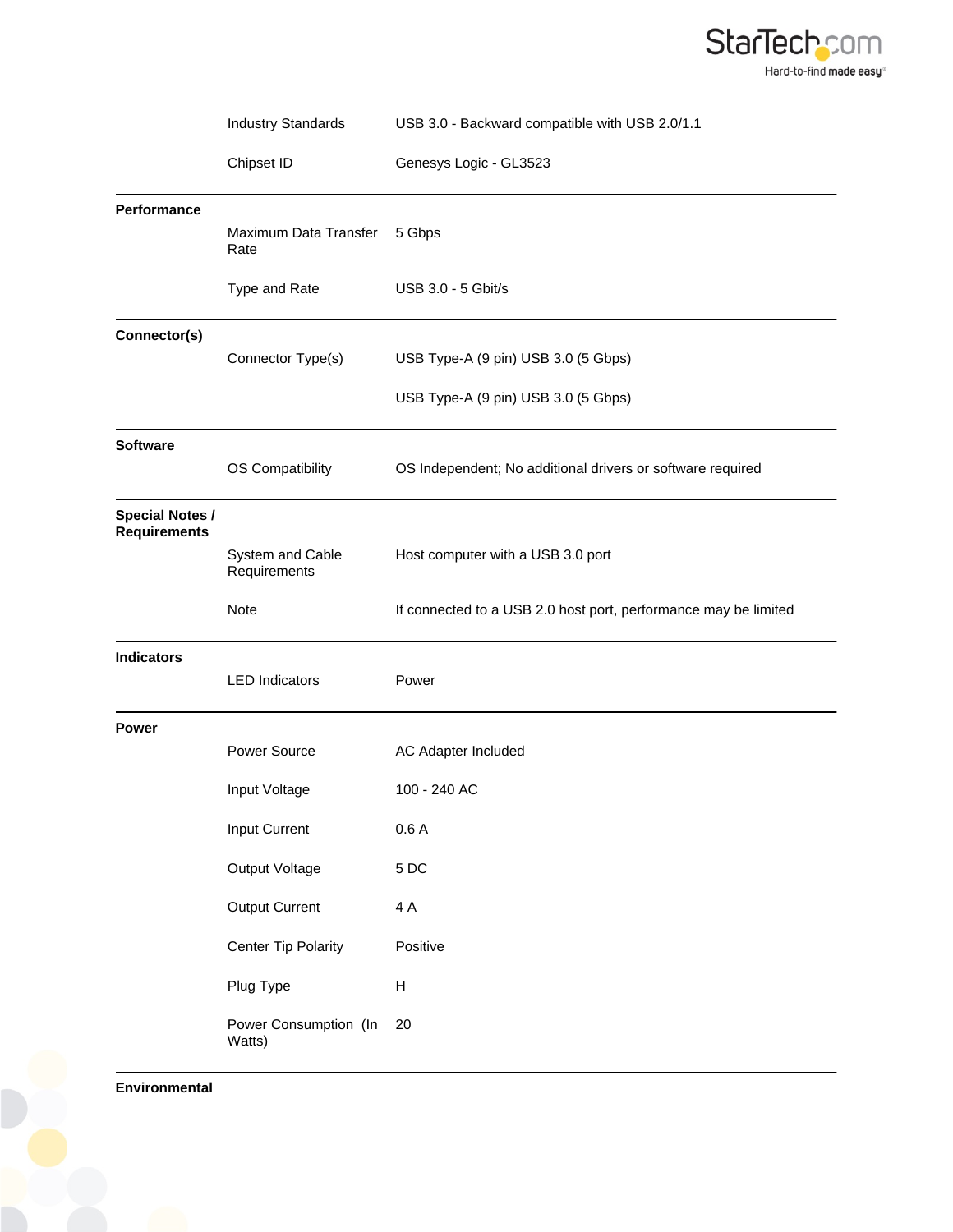| | | |
|---|---|---|
| | Industry Standards | USB 3.0 - Backward compatible with USB 2.0/1.1 |
| | Chipset ID | Genesys Logic - GL3523 |
| **Performance** | | |
| | Maximum Data Transfer Rate | 5 Gbps |
| | Type and Rate | USB 3.0 - 5 Gbit/s |
| **Connector(s)** | | |
| | Connector Type(s) | USB Type-A (9 pin) USB 3.0 (5 Gbps) |
| | | USB Type-A (9 pin) USB 3.0 (5 Gbps) |
| **Software** | | |
| | OS Compatibility | OS Independent; No additional drivers or software required |
| **Special Notes / Requirements** | | |
| | System and Cable Requirements | Host computer with a USB 3.0 port |
| | Note | If connected to a USB 2.0 host port, performance may be limited |
| **Indicators** | | |
| | LED Indicators | Power |
| **Power** | | |
| | Power Source | AC Adapter Included |
| | Input Voltage | 100 - 240 AC |
| | Input Current | 0.6 A |
| | Output Voltage | 5 DC |
| | Output Current | 4 A |
| | Center Tip Polarity | Positive |
| | Plug Type | H |
| | Power Consumption (In Watts) | 20 |
| **Environmental** | | |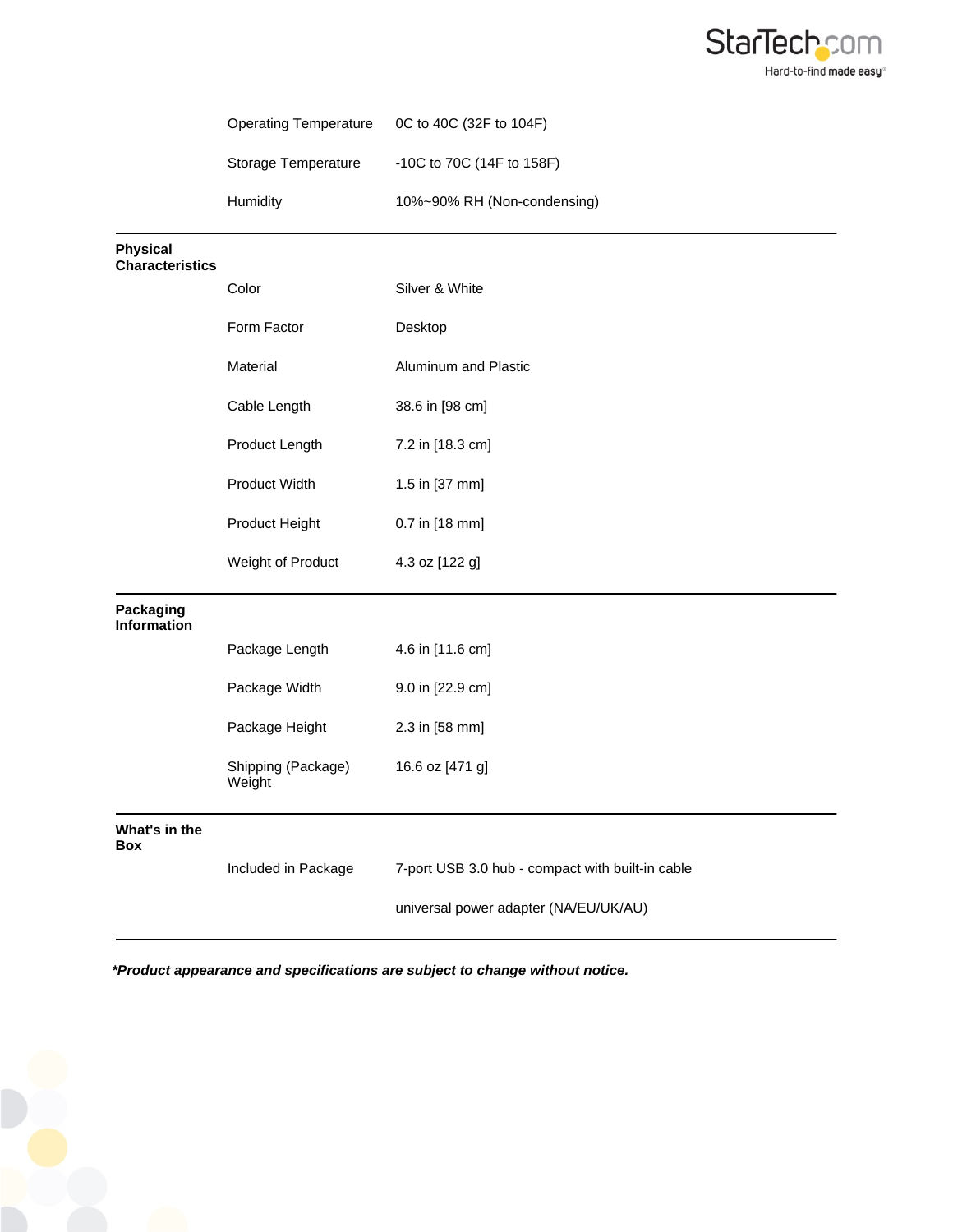| | | |
|---|---|---|
| | Operating Temperature | 0C to 40C (32F to 104F) |
| | Storage Temperature | -10C to 70C (14F to 158F) |
| | Humidity | 10%~90% RH (Non-condensing) |
| **Physical Characteristics** | | |
| | Color | Silver & White |
| | Form Factor | Desktop |
| | Material | Aluminum and Plastic |
| | Cable Length | 38.6 in [98 cm] |
| | Product Length | 7.2 in [18.3 cm] |
| | Product Width | 1.5 in [37 mm] |
| | Product Height | 0.7 in [18 mm] |
| | Weight of Product | 4.3 oz [122 g] |
| **Packaging Information** | | |
| | Package Length | 4.6 in [11.6 cm] |
| | Package Width | 9.0 in [22.9 cm] |
| | Package Height | 2.3 in [58 mm] |
| | Shipping (Package) Weight | 16.6 oz [471 g] |
| **What's in the Box** | | |
| | Included in Package | 7-port USB 3.0 hub - compact with built-in cable |
| | | universal power adapter (NA/EU/UK/AU) |

***Product appearance and specifications are subject to change without notice.***